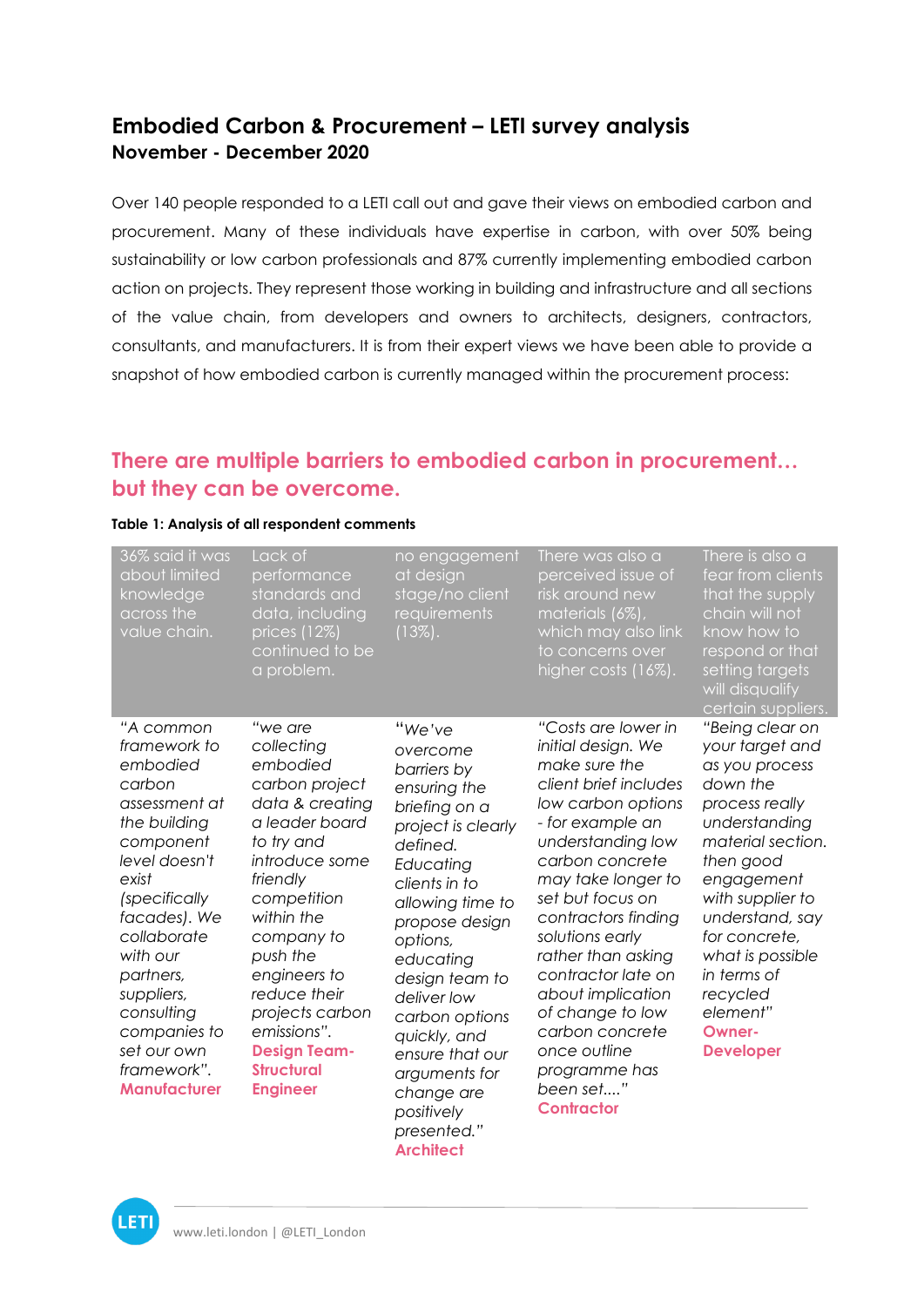# Embodied Carbon & Procurement – LETI survey analysis

**November - December 2020**

Over 140 people responded to a LETI call out and gave their views on embodied carbon and procurement. Many of these individuals have expertise in carbon, with over 50% being sustainability or low carbon professionals and 87% currently implementing embodied carbon action on projects. They represent those working in building and infrastructure and all sections of the value chain, from developers and owners to architects, designers, contractors, consultants, and manufacturers. It is from their expert views we have been able to provide a snapshot of how embodied carbon is currently managed within the procurement process:

## There are multiple barriers to embodied carbon in procurement… but they can be overcome.

**Table 1: Analysis of all respondent comments**

| 36% said it was about limited knowledge across the value chain. | Lack of performance standards and data, including prices (12%) continued to be a problem. | no engagement at design stage/no client requirements (13%). | There was also a perceived issue of risk around new materials (6%), which may also link to concerns over higher costs (16%). | There is also a fear from clients that the supply chain will not know how to respond or that setting targets will disqualify certain suppliers. |
|---|---|---|---|---|
| *"A common framework to embodied carbon assessment at the building component level doesn't exist (specifically facades). We collaborate with our partners, suppliers, consulting companies to set our own framework".* **Manufacturer** | *"we are collecting embodied carbon project data & creating a leader board to try and introduce some friendly competition within the company to push the engineers to reduce their projects carbon emissions".* **Design Team-Structural Engineer** | *"We've overcome barriers by ensuring the briefing on a project is clearly defined. Educating clients in to allowing time to propose design options, educating design team to deliver low carbon options quickly, and ensure that our arguments for change are positively presented."* **Architect** | *"Costs are lower in initial design. We make sure the client brief includes low carbon options - for example an understanding low carbon concrete may take longer to set but focus on contractors finding solutions early rather than asking contractor late on about implication of change to low carbon concrete once outline programme has been set...."* **Contractor** | *"Being clear on your target and as you process down the process really understanding material section. then good engagement with supplier to understand, say for concrete, what is possible in terms of recycled element"* **Owner-Developer** |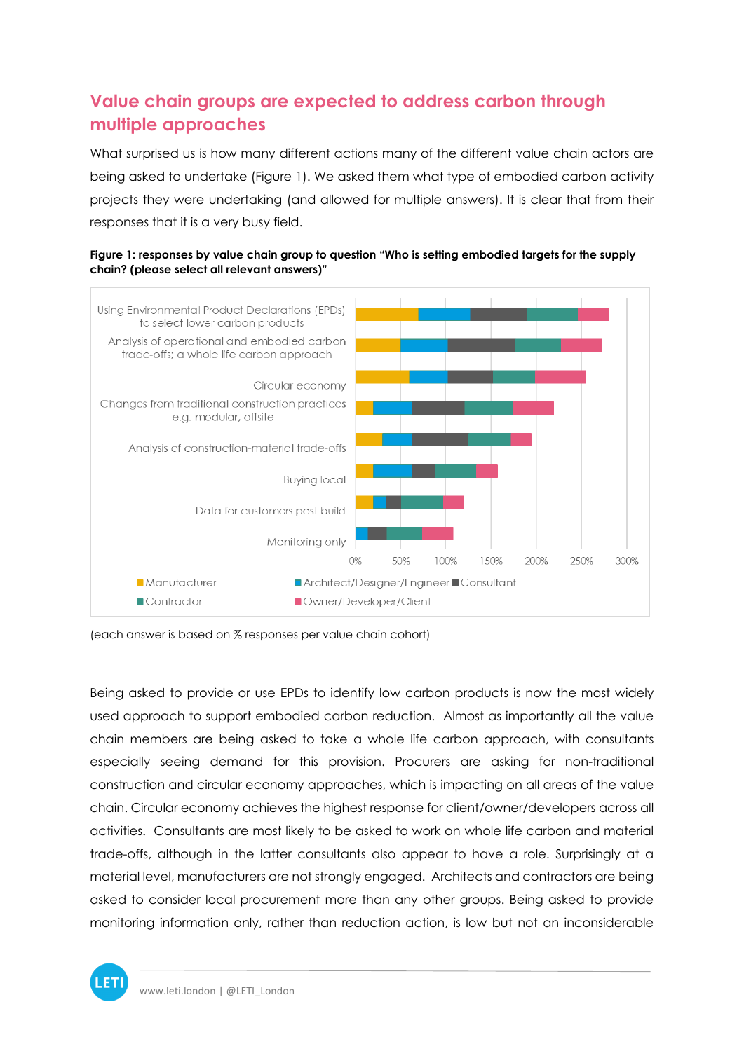## Value chain groups are expected to address carbon through multiple approaches

What surprised us is how many different actions many of the different value chain actors are being asked to undertake (Figure 1). We asked them what type of embodied carbon activity projects they were undertaking (and allowed for multiple answers). It is clear that from their responses that it is a very busy field.

**Figure 1: responses by value chain group to question "Who is setting embodied targets for the supply chain? (please select all relevant answers)"**

(each answer is based on % responses per value chain cohort)

Being asked to provide or use EPDs to identify low carbon products is now the most widely used approach to support embodied carbon reduction. Almost as importantly all the value chain members are being asked to take a whole life carbon approach, with consultants especially seeing demand for this provision. Procurers are asking for non-traditional construction and circular economy approaches, which is impacting on all areas of the value chain. Circular economy achieves the highest response for client/owner/developers across all activities. Consultants are most likely to be asked to work on whole life carbon and material trade-offs, although in the latter consultants also appear to have a role. Surprisingly at a material level, manufacturers are not strongly engaged. Architects and contractors are being asked to consider local procurement more than any other groups. Being asked to provide monitoring information only, rather than reduction action, is low but not an inconsiderable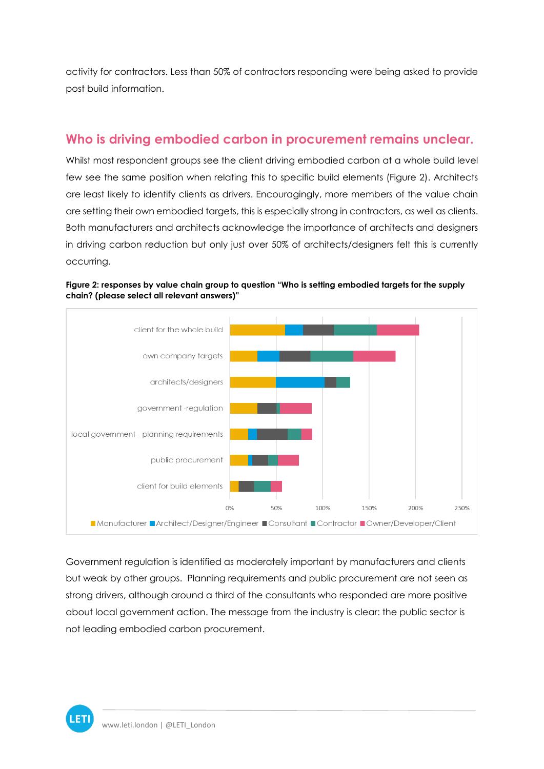activity for contractors. Less than 50% of contractors responding were being asked to provide post build information.

## Who is driving embodied carbon in procurement remains unclear.

Whilst most respondent groups see the client driving embodied carbon at a whole build level few see the same position when relating this to specific build elements (Figure 2). Architects are least likely to identify clients as drivers. Encouragingly, more members of the value chain are setting their own embodied targets, this is especially strong in contractors, as well as clients. Both manufacturers and architects acknowledge the importance of architects and designers in driving carbon reduction but only just over 50% of architects/designers felt this is currently occurring.

**Figure 2: responses by value chain group to question "Who is setting embodied targets for the supply chain? (please select all relevant answers)"**

Government regulation is identified as moderately important by manufacturers and clients but weak by other groups. Planning requirements and public procurement are not seen as strong drivers, although around a third of the consultants who responded are more positive about local government action. The message from the industry is clear: the public sector is not leading embodied carbon procurement.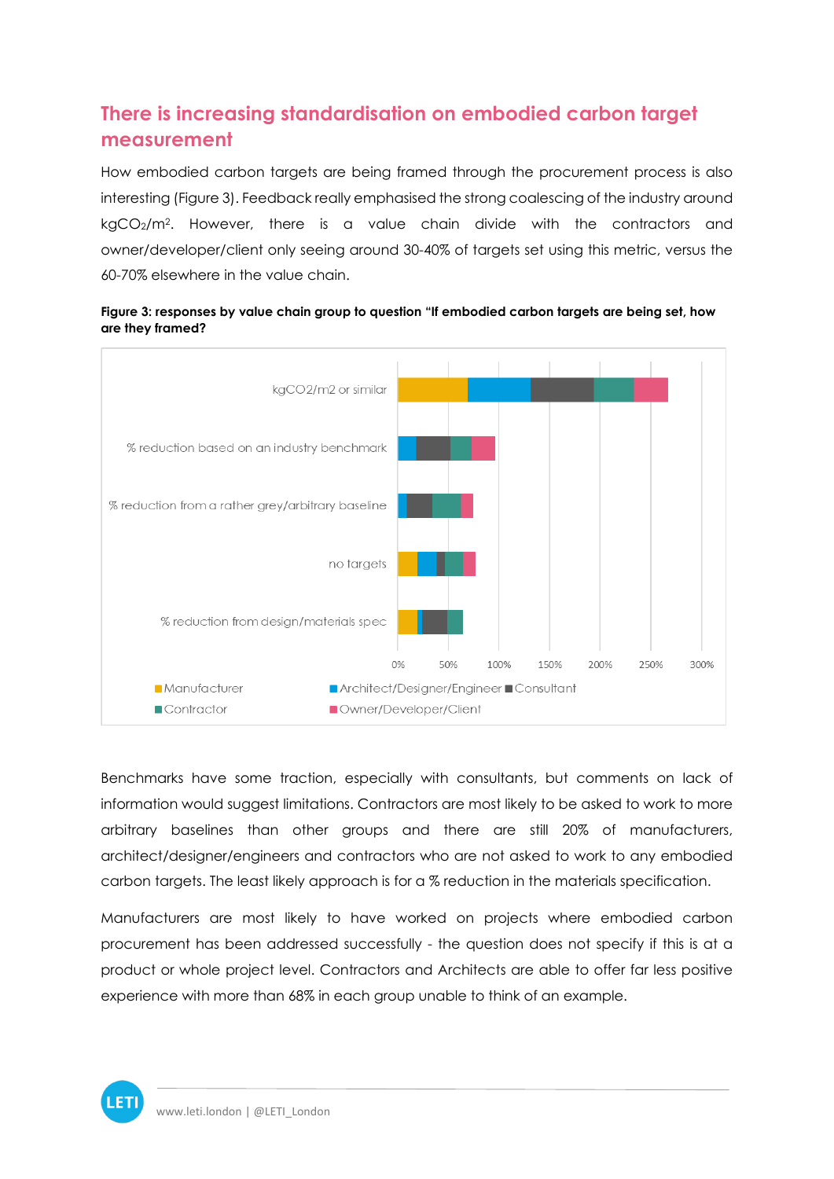## There is increasing standardisation on embodied carbon target measurement

How embodied carbon targets are being framed through the procurement process is also interesting (Figure 3). Feedback really emphasised the strong coalescing of the industry around $kgCO_2/m^2$. However, there is a value chain divide with the contractors and owner/developer/client only seeing around 30-40% of targets set using this metric, versus the 60-70% elsewhere in the value chain.

**Figure 3: responses by value chain group to question "If embodied carbon targets are being set, how are they framed?**

Benchmarks have some traction, especially with consultants, but comments on lack of information would suggest limitations. Contractors are most likely to be asked to work to more arbitrary baselines than other groups and there are still 20% of manufacturers, architect/designer/engineers and contractors who are not asked to work to any embodied carbon targets. The least likely approach is for a % reduction in the materials specification.

Manufacturers are most likely to have worked on projects where embodied carbon procurement has been addressed successfully - the question does not specify if this is at a product or whole project level. Contractors and Architects are able to offer far less positive experience with more than 68% in each group unable to think of an example.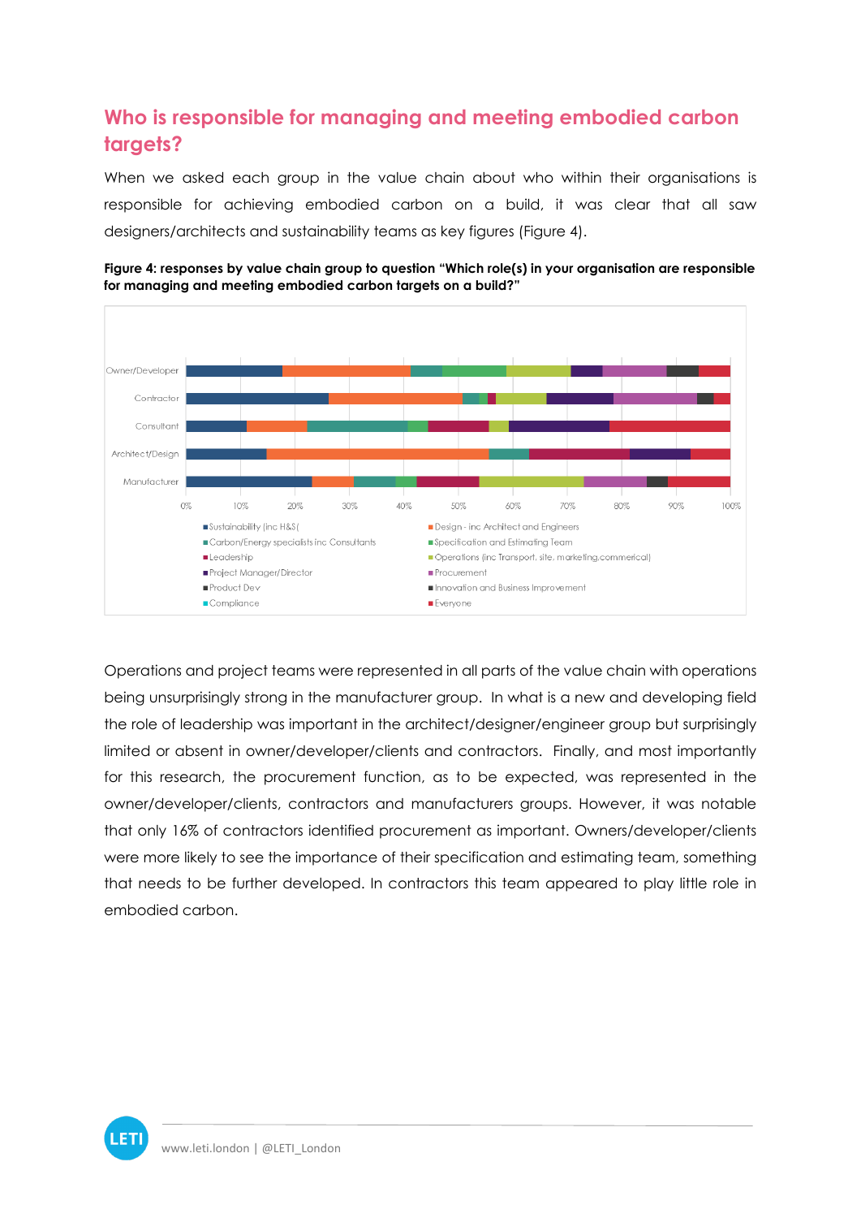## Who is responsible for managing and meeting embodied carbon targets?

When we asked each group in the value chain about who within their organisations is responsible for achieving embodied carbon on a build, it was clear that all saw designers/architects and sustainability teams as key figures (Figure 4).

**Figure 4: responses by value chain group to question "Which role(s) in your organisation are responsible for managing and meeting embodied carbon targets on a build?"**

Operations and project teams were represented in all parts of the value chain with operations being unsurprisingly strong in the manufacturer group. In what is a new and developing field the role of leadership was important in the architect/designer/engineer group but surprisingly limited or absent in owner/developer/clients and contractors. Finally, and most importantly for this research, the procurement function, as to be expected, was represented in the owner/developer/clients, contractors and manufacturers groups. However, it was notable that only 16% of contractors identified procurement as important. Owners/developer/clients were more likely to see the importance of their specification and estimating team, something that needs to be further developed. In contractors this team appeared to play little role in embodied carbon.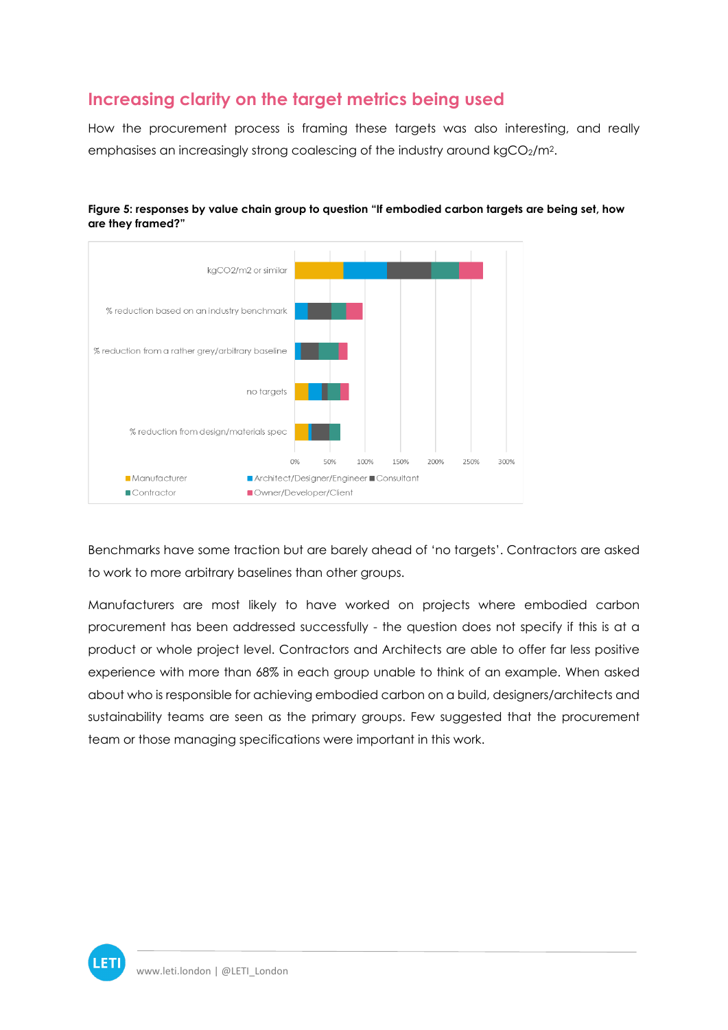## Increasing clarity on the target metrics being used

How the procurement process is framing these targets was also interesting, and really emphasises an increasingly strong coalescing of the industry around $kgCO_2/m^2$.

**Figure 5: responses by value chain group to question "If embodied carbon targets are being set, how are they framed?"**

Benchmarks have some traction but are barely ahead of 'no targets'. Contractors are asked to work to more arbitrary baselines than other groups.

Manufacturers are most likely to have worked on projects where embodied carbon procurement has been addressed successfully - the question does not specify if this is at a product or whole project level. Contractors and Architects are able to offer far less positive experience with more than 68% in each group unable to think of an example. When asked about who is responsible for achieving embodied carbon on a build, designers/architects and sustainability teams are seen as the primary groups. Few suggested that the procurement team or those managing specifications were important in this work.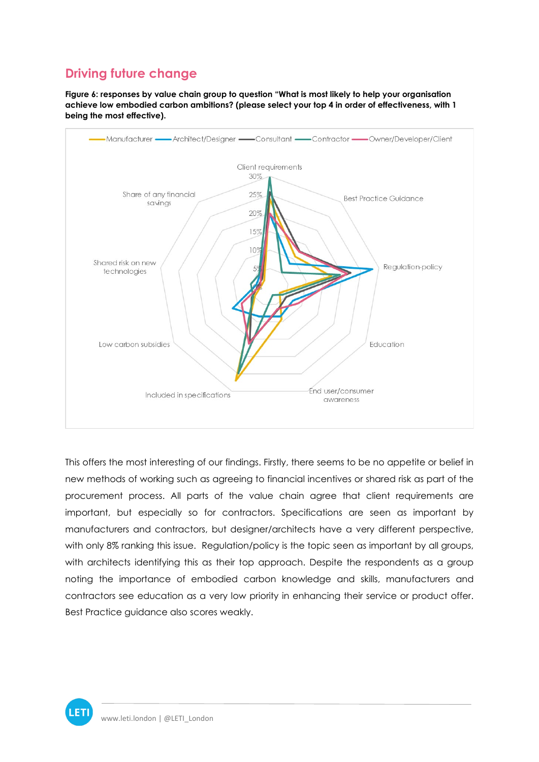## Driving future change

**Figure 6: responses by value chain group to question "What is most likely to help your organisation achieve low embodied carbon ambitions? (please select your top 4 in order of effectiveness, with 1 being the most effective).**

Manufacturer
Architect/Designer
Consultant
Contractor
Owner/Developer/Client

Client requirements
30%
25%
20%
15%
10%
5%
0%
Best Practice Guidance
Regulation-policy
Education
End user/consumer awareness
Included in specifications
Low carbon subsidies
Shared risk on new technologies
Share of any financial savings

This offers the most interesting of our findings. Firstly, there seems to be no appetite or belief in new methods of working such as agreeing to financial incentives or shared risk as part of the procurement process. All parts of the value chain agree that client requirements are important, but especially so for contractors. Specifications are seen as important by manufacturers and contractors, but designer/architects have a very different perspective, with only 8% ranking this issue. Regulation/policy is the topic seen as important by all groups, with architects identifying this as their top approach. Despite the respondents as a group noting the importance of embodied carbon knowledge and skills, manufacturers and contractors see education as a very low priority in enhancing their service or product offer. Best Practice guidance also scores weakly.